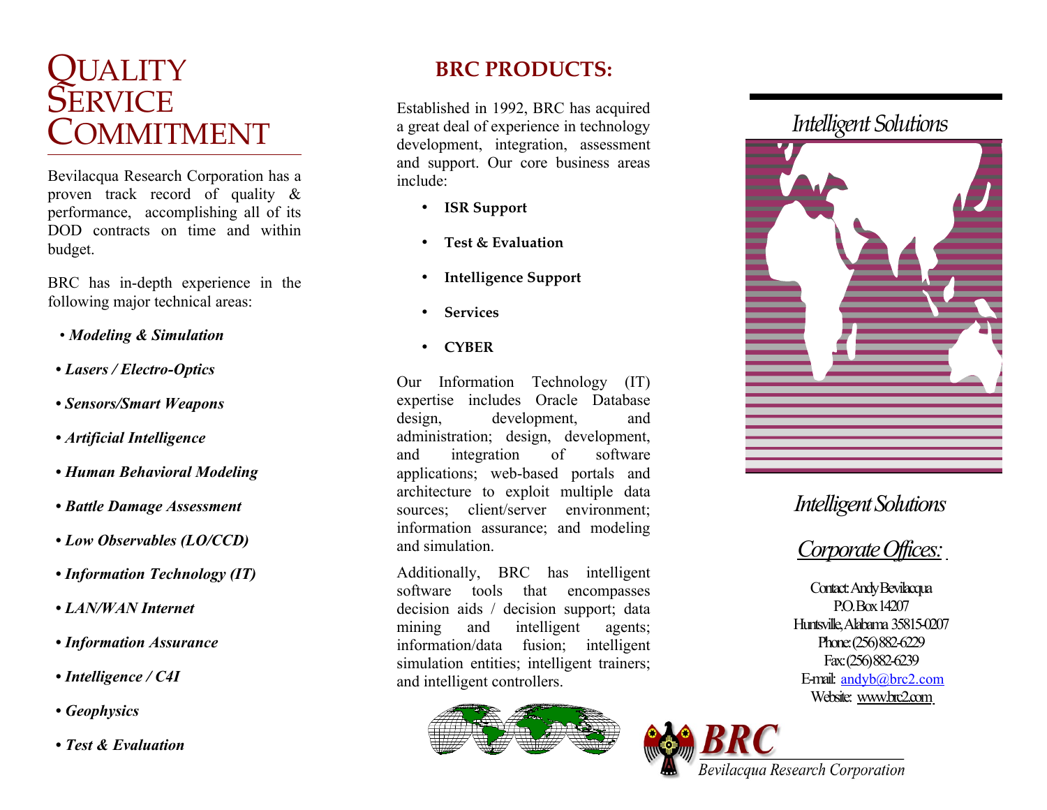# QUALITY SERVICE COMMITMENT

Bevilacqua Research Corporation has a proven track record of quality & performance, accomplishing all of its DOD contracts on time and within budget.

BRC has in-depth experience in the following major technical areas:

- ***Modeling & Simulation***
- ***Lasers / Electro-Optics***
- ***Sensors/Smart Weapons***
- ***Artificial Intelligence***
- ***Human Behavioral Modeling***
- ***Battle Damage Assessment***
- ***Low Observables (LO/CCD)***
- ***Information Technology (IT)***
- ***LAN/WAN Internet***
- ***Information Assurance***
- ***Intelligence / C4I***
- ***Geophysics***
- ***Test & Evaluation***

## BRC PRODUCTS:

Established in 1992, BRC has acquired a great deal of experience in technology development, integration, assessment and support. Our core business areas include:

- **ISR Support**
- **Test & Evaluation**
- **Intelligence Support**
- **Services**
- **CYBER**

Our Information Technology (IT) expertise includes Oracle Database design, development, and administration; design, development, and integration of software applications; web-based portals and architecture to exploit multiple data sources; client/server environment; information assurance; and modeling and simulation.

Additionally, BRC has intelligent software tools that encompasses decision aids / decision support; data mining and intelligent agents; information/data fusion; intelligent simulation entities; intelligent trainers; and intelligent controllers.

*Intelligent Solutions*

*Intelligent Solutions*

*Corporate Offices:*

Contact: Andy Bevilacqua
P.O. Box 14207
Huntsville, Alabama 35815-0207
Phone: (256) 882-6229
Fax: (256) 882-6239
E-mail: andyb@brc2.com
Website: www.brc2.com

**BRC**
*Bevilacqua Research Corporation*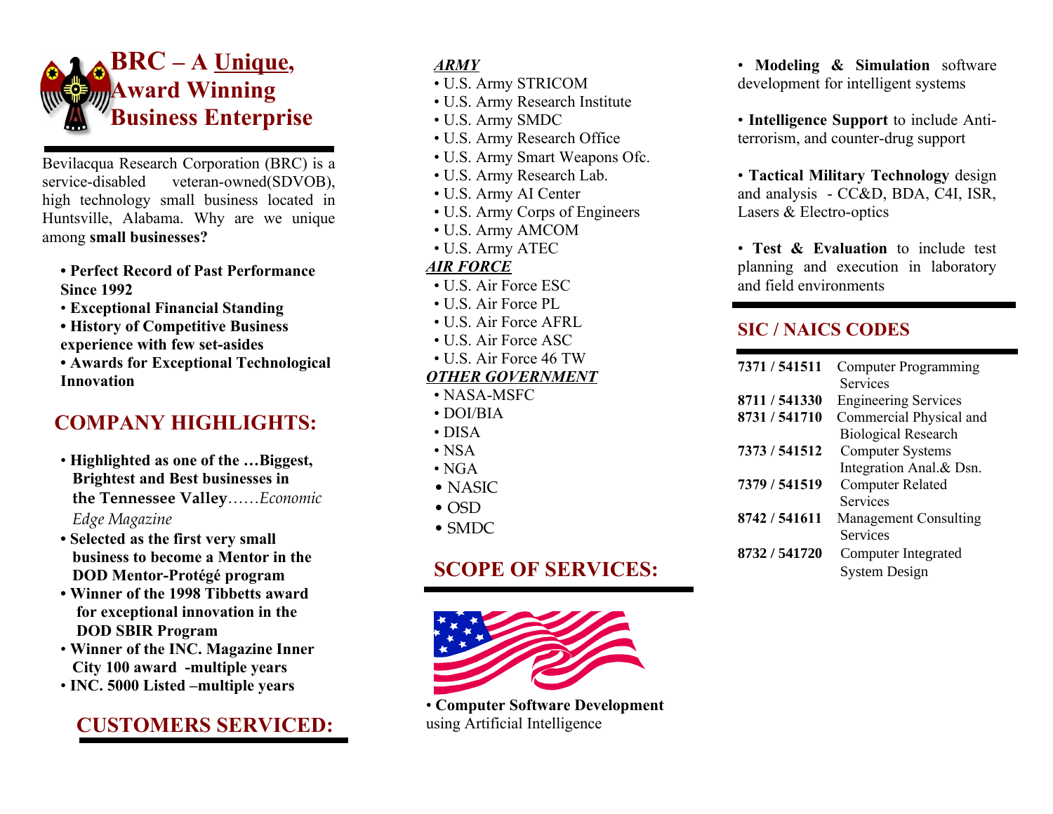# BRC – A Unique, Award Winning Business Enterprise

Bevilacqua Research Corporation (BRC) is a service-disabled veteran-owned(SDVOB), high technology small business located in Huntsville, Alabama. Why are we unique among **small businesses?**

- **Perfect Record of Past Performance Since 1992**
- **Exceptional Financial Standing**
- **History of Competitive Business experience with few set-asides**
- **Awards for Exceptional Technological Innovation**

## COMPANY HIGHLIGHTS:

- **Highlighted as one of the …Biggest, Brightest and Best businesses in the Tennessee Valley**……*Economic Edge Magazine*
- **Selected as the first very small business to become a Mentor in the DOD Mentor-Protégé program**
- **Winner of the 1998 Tibbetts award for exceptional innovation in the DOD SBIR Program**
- **Winner of the INC. Magazine Inner City 100 award -multiple years**
- **INC. 5000 Listed –multiple years**

## CUSTOMERS SERVICED:

***ARMY***

- U.S. Army STRICOM
- U.S. Army Research Institute
- U.S. Army SMDC
- U.S. Army Research Office
- U.S. Army Smart Weapons Ofc.
- U.S. Army Research Lab.
- U.S. Army AI Center
- U.S. Army Corps of Engineers
- U.S. Army AMCOM
- U.S. Army ATEC

***AIR FORCE***

- U.S. Air Force ESC
- U.S. Air Force PL
- U.S. Air Force AFRL
- U.S. Air Force ASC
- U.S. Air Force 46 TW

***OTHER GOVERNMENT***

- NASA-MSFC
- DOI/BIA
- DISA
- NSA
- NGA
- NASIC
- OSD
- SMDC

## SCOPE OF SERVICES:

- **Computer Software Development** using Artificial Intelligence
- **Modeling & Simulation** software development for intelligent systems
- **Intelligence Support** to include Anti-terrorism, and counter-drug support
- **Tactical Military Technology** design and analysis - CC&D, BDA, C4I, ISR, Lasers & Electro-optics
- **Test & Evaluation** to include test planning and execution in laboratory and field environments

## SIC / NAICS CODES

| | |
|---|---|
| **7371 / 541511** | Computer Programming Services |
| **8711 / 541330** | Engineering Services |
| **8731 / 541710** | Commercial Physical and Biological Research |
| **7373 / 541512** | Computer Systems Integration Anal.& Dsn. |
| **7379 / 541519** | Computer Related Services |
| **8742 / 541611** | Management Consulting Services |
| **8732 / 541720** | Computer Integrated System Design |